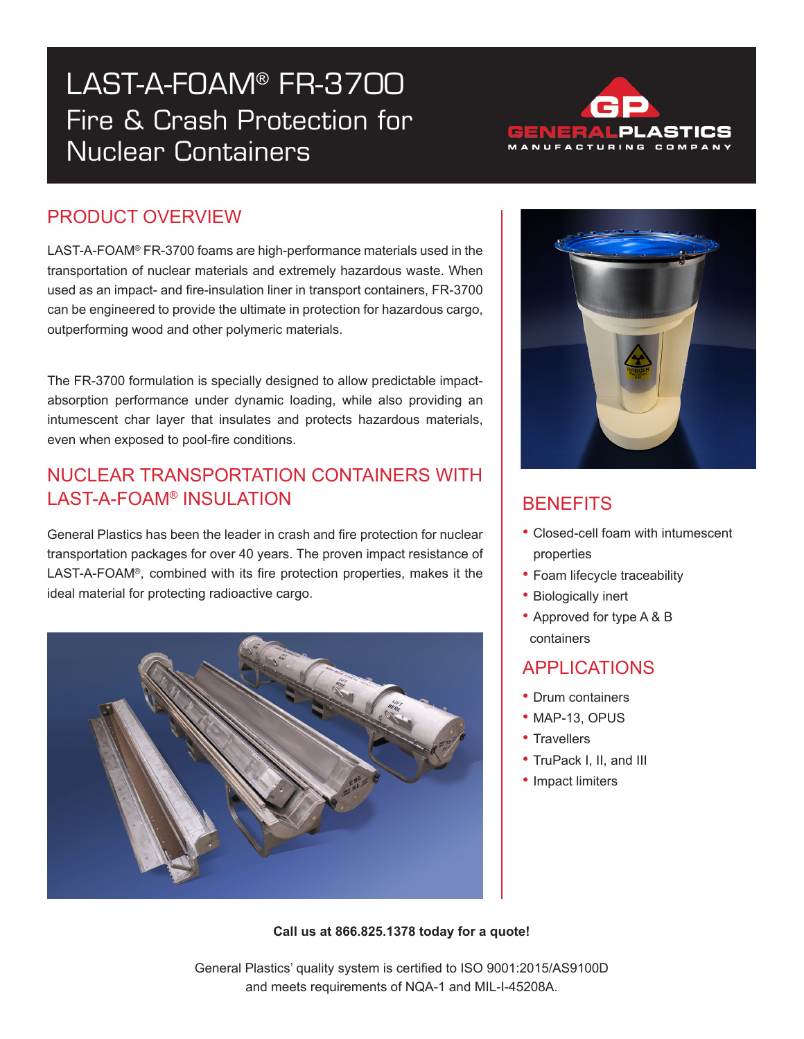# LAST-A-FOAM® FR-3700
## Fire & Crash Protection for Nuclear Containers

GENERAL PLASTICS MANUFACTURING COMPANY

## PRODUCT OVERVIEW

LAST-A-FOAM® FR-3700 foams are high-performance materials used in the transportation of nuclear materials and extremely hazardous waste. When used as an impact- and fire-insulation liner in transport containers, FR-3700 can be engineered to provide the ultimate in protection for hazardous cargo, outperforming wood and other polymeric materials.

The FR-3700 formulation is specially designed to allow predictable impact-absorption performance under dynamic loading, while also providing an intumescent char layer that insulates and protects hazardous materials, even when exposed to pool-fire conditions.

## NUCLEAR TRANSPORTATION CONTAINERS WITH LAST-A-FOAM® INSULATION

General Plastics has been the leader in crash and fire protection for nuclear transportation packages for over 40 years. The proven impact resistance of LAST-A-FOAM®, combined with its fire protection properties, makes it the ideal material for protecting radioactive cargo.

## BENEFITS

- Closed-cell foam with intumescent properties
- Foam lifecycle traceability
- Biologically inert
- Approved for type A & B containers

## APPLICATIONS

- Drum containers
- MAP-13, OPUS
- Travellers
- TruPack I, II, and III
- Impact limiters

**Call us at 866.825.1378 today for a quote!**

General Plastics' quality system is certified to ISO 9001:2015/AS9100D and meets requirements of NQA-1 and MIL-I-45208A.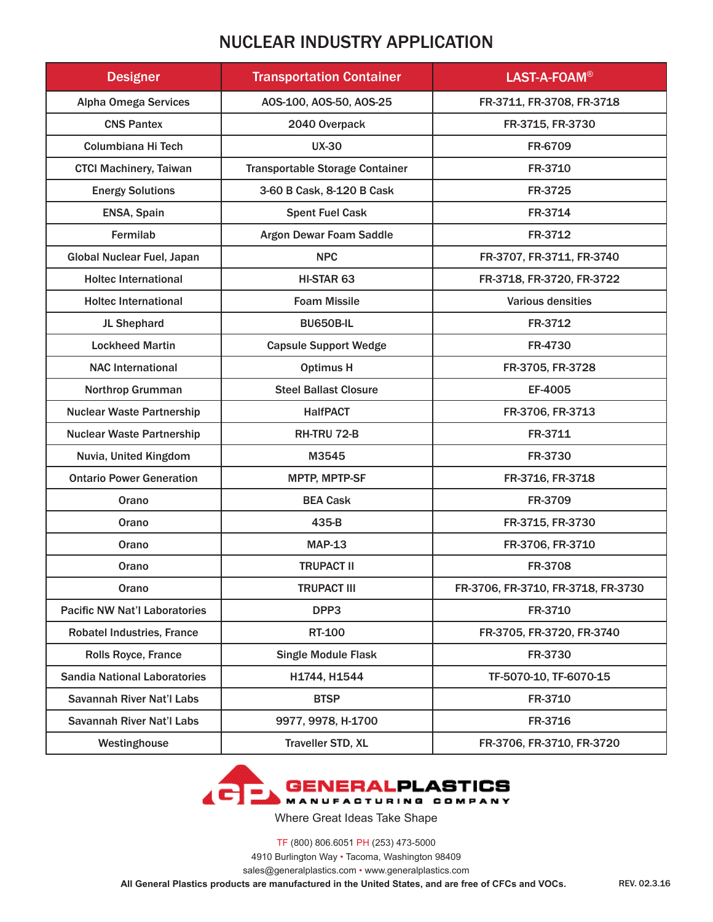# NUCLEAR INDUSTRY APPLICATION

| Designer | Transportation Container | LAST-A-FOAM® |
|---|---|---|
| Alpha Omega Services | AOS-100, AOS-50, AOS-25 | FR-3711, FR-3708, FR-3718 |
| CNS Pantex | 2040 Overpack | FR-3715, FR-3730 |
| Columbiana Hi Tech | UX-30 | FR-6709 |
| CTCI Machinery, Taiwan | Transportable Storage Container | FR-3710 |
| Energy Solutions | 3-60 B Cask, 8-120 B Cask | FR-3725 |
| ENSA, Spain | Spent Fuel Cask | FR-3714 |
| Fermilab | Argon Dewar Foam Saddle | FR-3712 |
| Global Nuclear Fuel, Japan | NPC | FR-3707, FR-3711, FR-3740 |
| Holtec International | HI-STAR 63 | FR-3718, FR-3720, FR-3722 |
| Holtec International | Foam Missile | Various densities |
| JL Shephard | BU650B-IL | FR-3712 |
| Lockheed Martin | Capsule Support Wedge | FR-4730 |
| NAC International | Optimus H | FR-3705, FR-3728 |
| Northrop Grumman | Steel Ballast Closure | EF-4005 |
| Nuclear Waste Partnership | HalfPACT | FR-3706, FR-3713 |
| Nuclear Waste Partnership | RH-TRU 72-B | FR-3711 |
| Nuvia, United Kingdom | M3545 | FR-3730 |
| Ontario Power Generation | MPTP, MPTP-SF | FR-3716, FR-3718 |
| Orano | BEA Cask | FR-3709 |
| Orano | 435-B | FR-3715, FR-3730 |
| Orano | MAP-13 | FR-3706, FR-3710 |
| Orano | TRUPACT II | FR-3708 |
| Orano | TRUPACT III | FR-3706, FR-3710, FR-3718, FR-3730 |
| Pacific NW Nat'l Laboratories | DPP3 | FR-3710 |
| Robatel Industries, France | RT-100 | FR-3705, FR-3720, FR-3740 |
| Rolls Royce, France | Single Module Flask | FR-3730 |
| Sandia National Laboratories | H1744, H1544 | TF-5070-10, TF-6070-15 |
| Savannah River Nat'l Labs | BTSP | FR-3710 |
| Savannah River Nat'l Labs | 9977, 9978, H-1700 | FR-3716 |
| Westinghouse | Traveller STD, XL | FR-3706, FR-3710, FR-3720 |

GENERALPLASTICS MANUFACTURING COMPANY

Where Great Ideas Take Shape

TF (800) 806.6051 PH (253) 473-5000

4910 Burlington Way • Tacoma, Washington 98409

sales@generalplastics.com • www.generalplastics.com

**All General Plastics products are manufactured in the United States, and are free of CFCs and VOCs.**

REV. 02.3.16